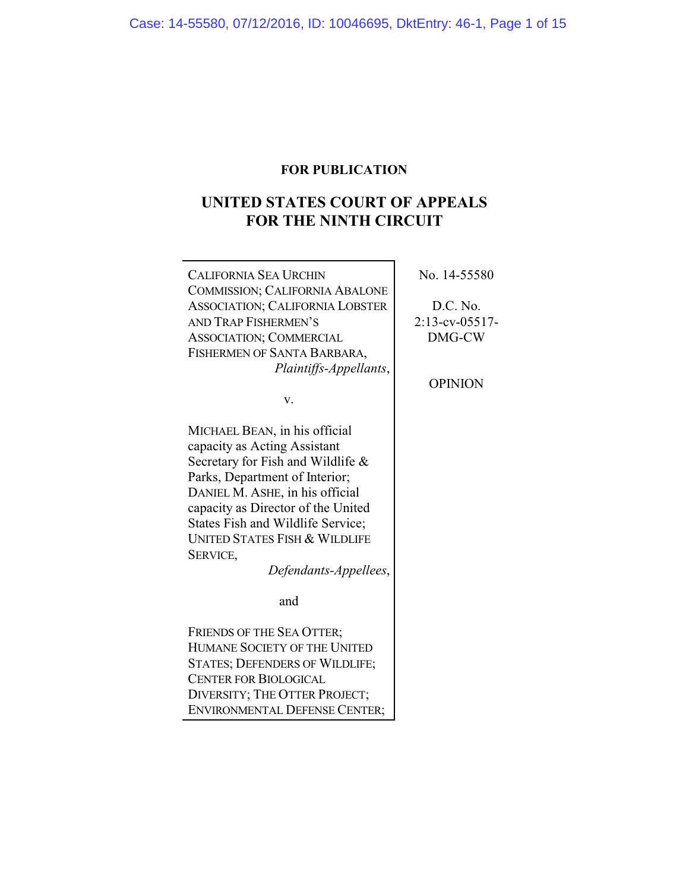**FOR PUBLICATION**

# UNITED STATES COURT OF APPEALS FOR THE NINTH CIRCUIT

CALIFORNIA SEA URCHIN COMMISSION; CALIFORNIA ABALONE ASSOCIATION; CALIFORNIA LOBSTER AND TRAP FISHERMEN'S ASSOCIATION; COMMERCIAL FISHERMEN OF SANTA BARBARA,
*Plaintiffs-Appellants*,

v.

MICHAEL BEAN, in his official capacity as Acting Assistant Secretary for Fish and Wildlife & Parks, Department of Interior; DANIEL M. ASHE, in his official capacity as Director of the United States Fish and Wildlife Service; UNITED STATES FISH & WILDLIFE SERVICE,
*Defendants-Appellees*,

and

FRIENDS OF THE SEA OTTER; HUMANE SOCIETY OF THE UNITED STATES; DEFENDERS OF WILDLIFE; CENTER FOR BIOLOGICAL DIVERSITY; THE OTTER PROJECT; ENVIRONMENTAL DEFENSE CENTER;

No. 14-55580

D.C. No. 2:13-cv-05517-DMG-CW

OPINION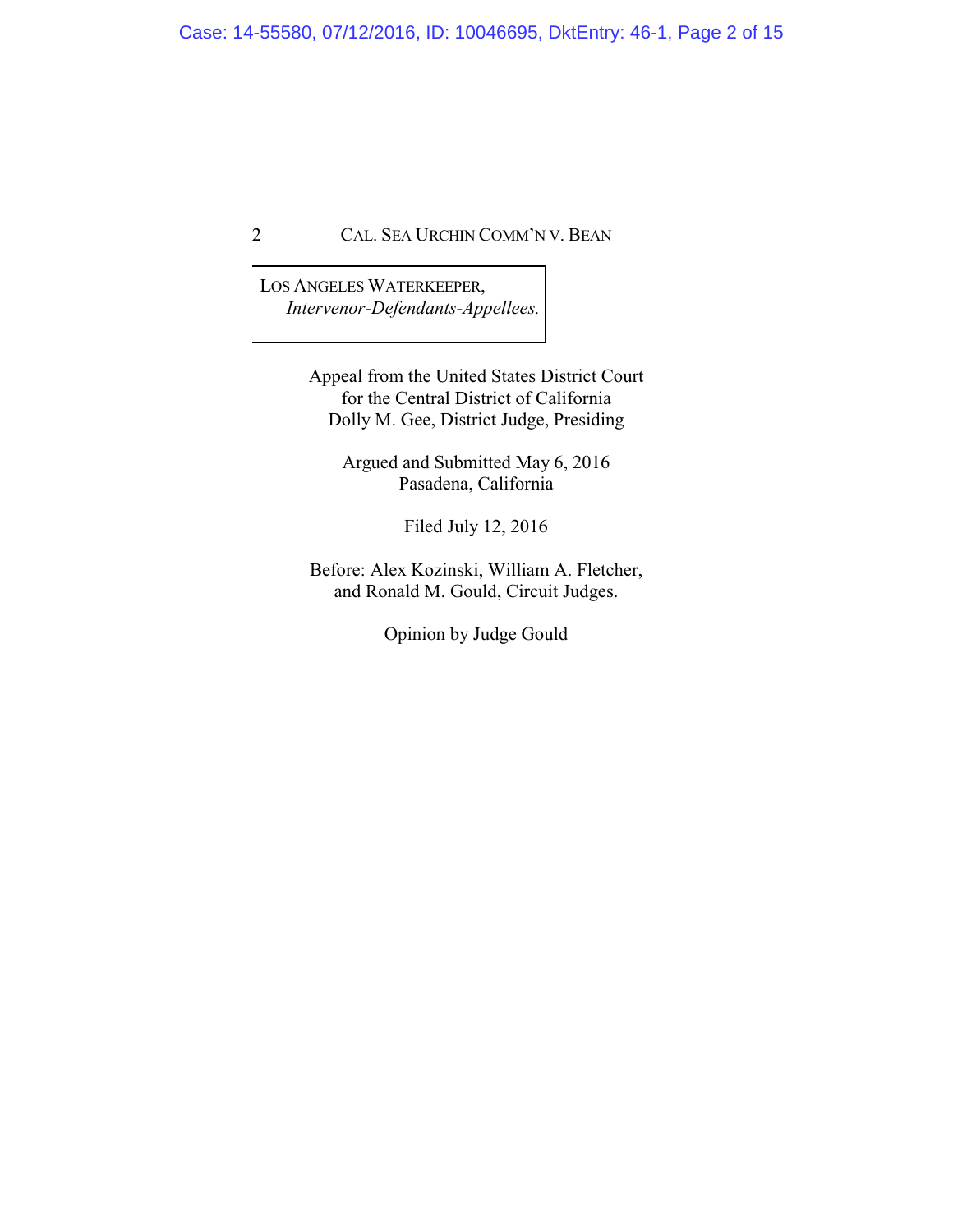LOS ANGELES WATERKEEPER,
*Intervenor-Defendants-Appellees.*

Appeal from the United States District Court
for the Central District of California
Dolly M. Gee, District Judge, Presiding

Argued and Submitted May 6, 2016
Pasadena, California

Filed July 12, 2016

Before: Alex Kozinski, William A. Fletcher,
and Ronald M. Gould, Circuit Judges.

Opinion by Judge Gould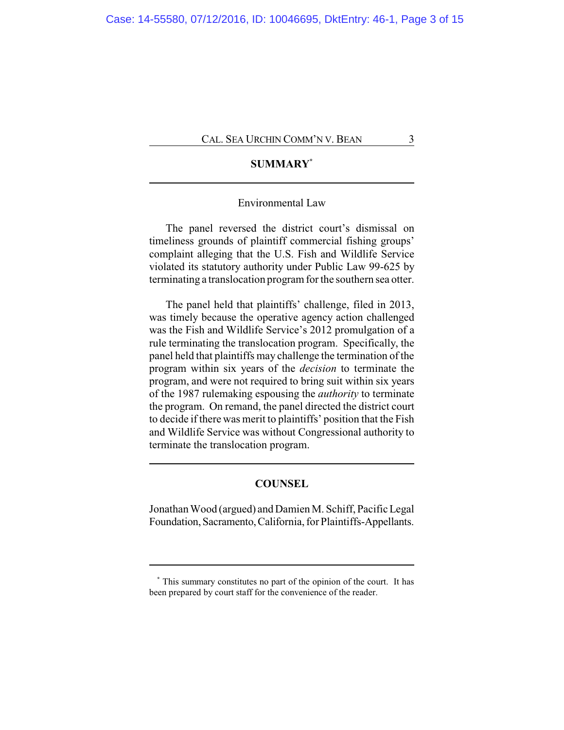## SUMMARY[*]

Environmental Law

The panel reversed the district court's dismissal on timeliness grounds of plaintiff commercial fishing groups' complaint alleging that the U.S. Fish and Wildlife Service violated its statutory authority under Public Law 99-625 by terminating a translocation program for the southern sea otter.

The panel held that plaintiffs' challenge, filed in 2013, was timely because the operative agency action challenged was the Fish and Wildlife Service's 2012 promulgation of a rule terminating the translocation program. Specifically, the panel held that plaintiffs may challenge the termination of the program within six years of the *decision* to terminate the program, and were not required to bring suit within six years of the 1987 rulemaking espousing the *authority* to terminate the program. On remand, the panel directed the district court to decide if there was merit to plaintiffs' position that the Fish and Wildlife Service was without Congressional authority to terminate the translocation program.

## COUNSEL

Jonathan Wood (argued) and Damien M. Schiff, Pacific Legal Foundation, Sacramento, California, for Plaintiffs-Appellants.

[*] This summary constitutes no part of the opinion of the court. It has been prepared by court staff for the convenience of the reader.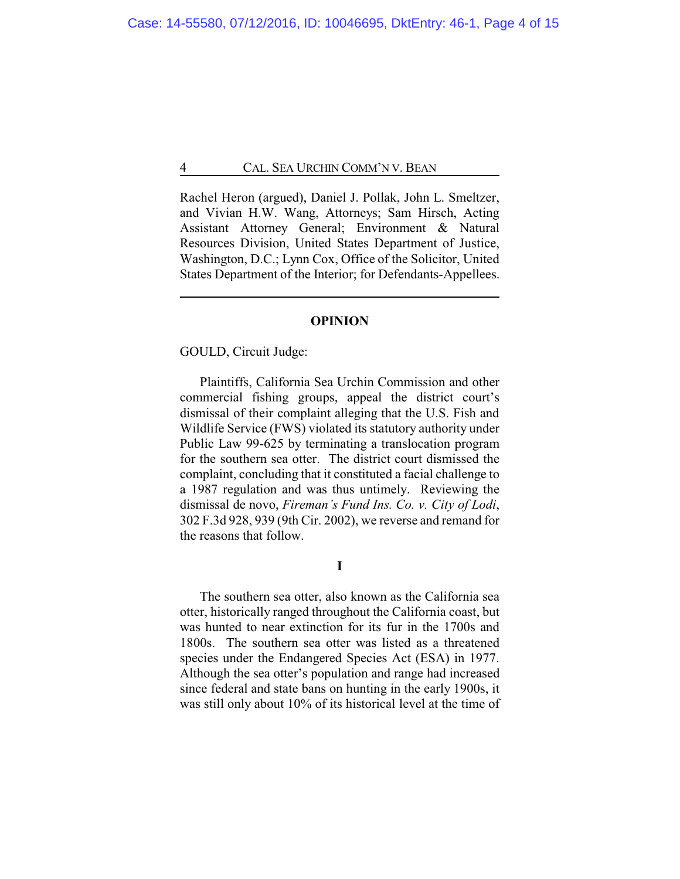Rachel Heron (argued), Daniel J. Pollak, John L. Smeltzer, and Vivian H.W. Wang, Attorneys; Sam Hirsch, Acting Assistant Attorney General; Environment & Natural Resources Division, United States Department of Justice, Washington, D.C.; Lynn Cox, Office of the Solicitor, United States Department of the Interior; for Defendants-Appellees.

---

## OPINION

GOULD, Circuit Judge:

Plaintiffs, California Sea Urchin Commission and other commercial fishing groups, appeal the district court's dismissal of their complaint alleging that the U.S. Fish and Wildlife Service (FWS) violated its statutory authority under Public Law 99-625 by terminating a translocation program for the southern sea otter. The district court dismissed the complaint, concluding that it constituted a facial challenge to a 1987 regulation and was thus untimely. Reviewing the dismissal de novo, *Fireman's Fund Ins. Co. v. City of Lodi*, 302 F.3d 928, 939 (9th Cir. 2002), we reverse and remand for the reasons that follow.

## I

The southern sea otter, also known as the California sea otter, historically ranged throughout the California coast, but was hunted to near extinction for its fur in the 1700s and 1800s. The southern sea otter was listed as a threatened species under the Endangered Species Act (ESA) in 1977. Although the sea otter's population and range had increased since federal and state bans on hunting in the early 1900s, it was still only about 10% of its historical level at the time of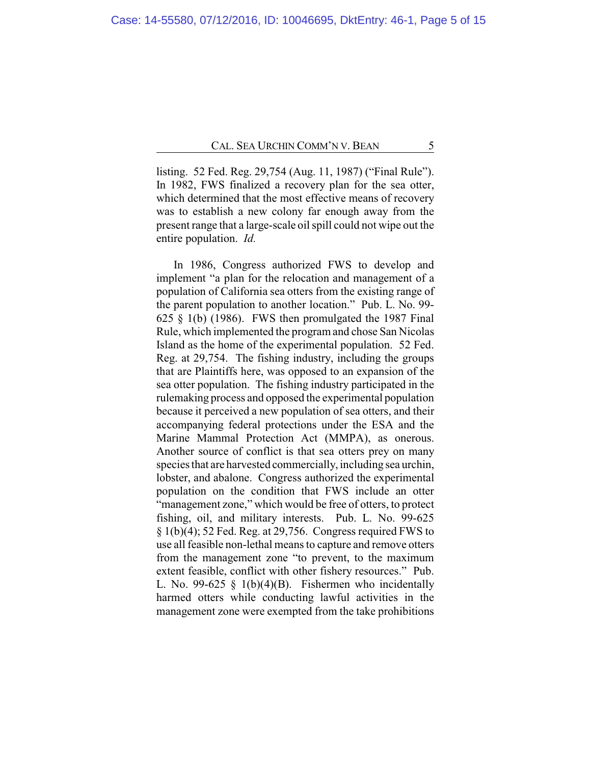listing. 52 Fed. Reg. 29,754 (Aug. 11, 1987) ("Final Rule"). In 1982, FWS finalized a recovery plan for the sea otter, which determined that the most effective means of recovery was to establish a new colony far enough away from the present range that a large-scale oil spill could not wipe out the entire population. *Id.*

In 1986, Congress authorized FWS to develop and implement "a plan for the relocation and management of a population of California sea otters from the existing range of the parent population to another location." Pub. L. No. 99-625 § 1(b) (1986). FWS then promulgated the 1987 Final Rule, which implemented the program and chose San Nicolas Island as the home of the experimental population. 52 Fed. Reg. at 29,754. The fishing industry, including the groups that are Plaintiffs here, was opposed to an expansion of the sea otter population. The fishing industry participated in the rulemaking process and opposed the experimental population because it perceived a new population of sea otters, and their accompanying federal protections under the ESA and the Marine Mammal Protection Act (MMPA), as onerous. Another source of conflict is that sea otters prey on many species that are harvested commercially, including sea urchin, lobster, and abalone. Congress authorized the experimental population on the condition that FWS include an otter "management zone," which would be free of otters, to protect fishing, oil, and military interests. Pub. L. No. 99-625 § 1(b)(4); 52 Fed. Reg. at 29,756. Congress required FWS to use all feasible non-lethal means to capture and remove otters from the management zone "to prevent, to the maximum extent feasible, conflict with other fishery resources." Pub. L. No. 99-625 § 1(b)(4)(B). Fishermen who incidentally harmed otters while conducting lawful activities in the management zone were exempted from the take prohibitions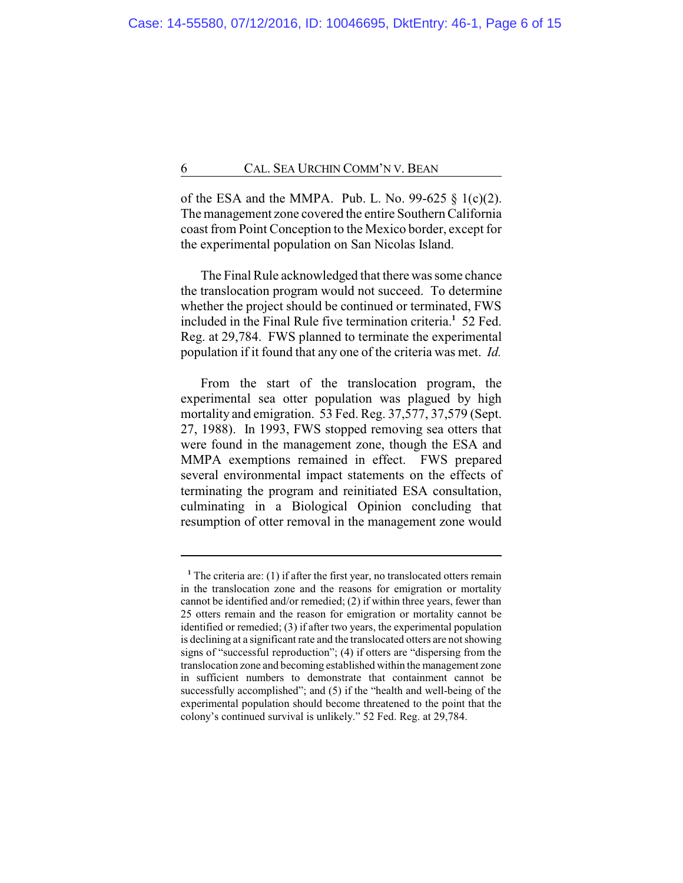of the ESA and the MMPA. Pub. L. No. 99-625 § 1(c)(2). The management zone covered the entire Southern California coast from Point Conception to the Mexico border, except for the experimental population on San Nicolas Island.

The Final Rule acknowledged that there was some chance the translocation program would not succeed. To determine whether the project should be continued or terminated, FWS included in the Final Rule five termination criteria.[1] 52 Fed. Reg. at 29,784. FWS planned to terminate the experimental population if it found that any one of the criteria was met. *Id.*

From the start of the translocation program, the experimental sea otter population was plagued by high mortality and emigration. 53 Fed. Reg. 37,577, 37,579 (Sept. 27, 1988). In 1993, FWS stopped removing sea otters that were found in the management zone, though the ESA and MMPA exemptions remained in effect. FWS prepared several environmental impact statements on the effects of terminating the program and reinitiated ESA consultation, culminating in a Biological Opinion concluding that resumption of otter removal in the management zone would

---

[1] The criteria are: (1) if after the first year, no translocated otters remain in the translocation zone and the reasons for emigration or mortality cannot be identified and/or remedied; (2) if within three years, fewer than 25 otters remain and the reason for emigration or mortality cannot be identified or remedied; (3) if after two years, the experimental population is declining at a significant rate and the translocated otters are not showing signs of "successful reproduction"; (4) if otters are "dispersing from the translocation zone and becoming established within the management zone in sufficient numbers to demonstrate that containment cannot be successfully accomplished"; and (5) if the "health and well-being of the experimental population should become threatened to the point that the colony's continued survival is unlikely." 52 Fed. Reg. at 29,784.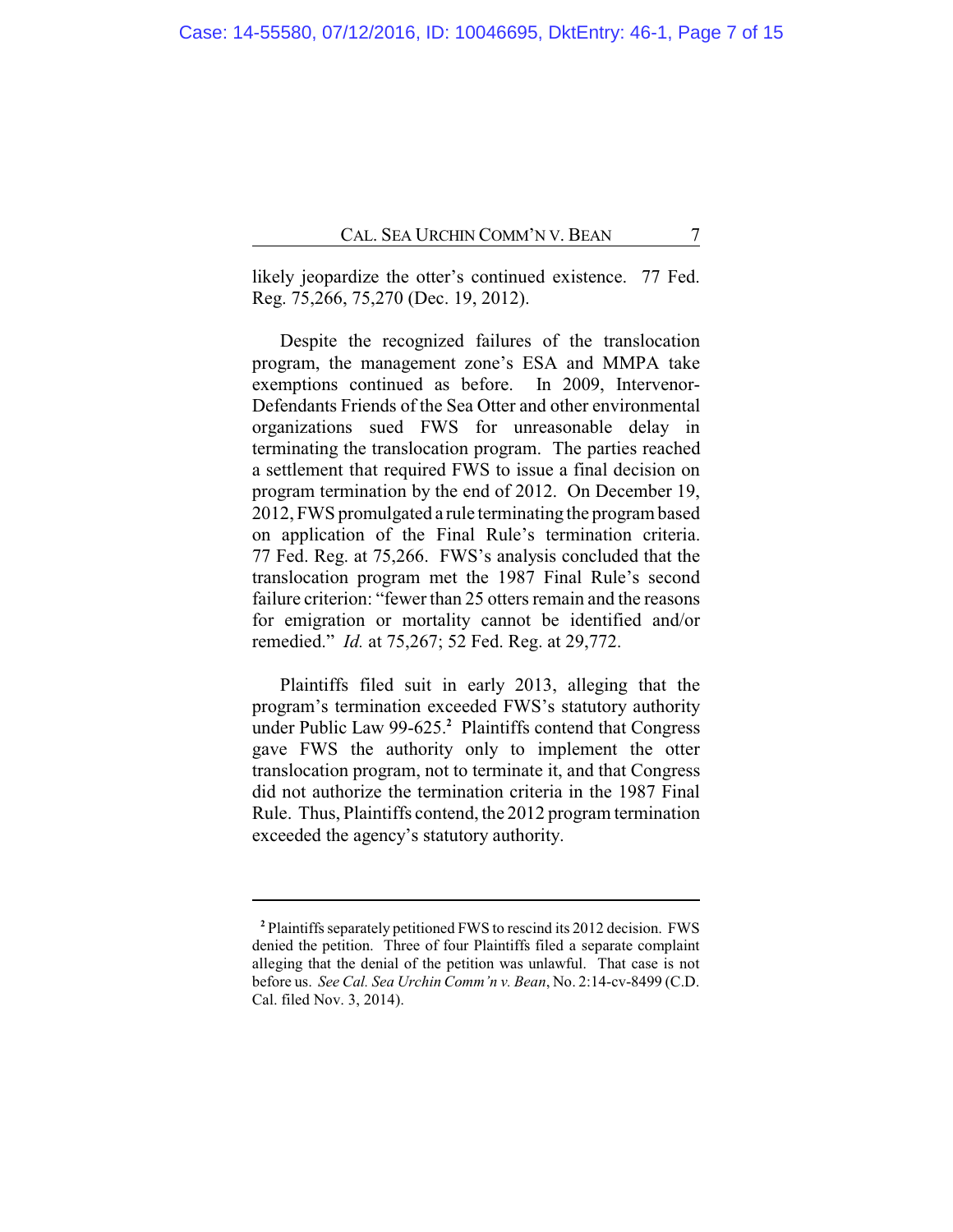likely jeopardize the otter's continued existence. 77 Fed. Reg. 75,266, 75,270 (Dec. 19, 2012).

Despite the recognized failures of the translocation program, the management zone's ESA and MMPA take exemptions continued as before. In 2009, Intervenor-Defendants Friends of the Sea Otter and other environmental organizations sued FWS for unreasonable delay in terminating the translocation program. The parties reached a settlement that required FWS to issue a final decision on program termination by the end of 2012. On December 19, 2012, FWS promulgated a rule terminating the program based on application of the Final Rule's termination criteria. 77 Fed. Reg. at 75,266. FWS's analysis concluded that the translocation program met the 1987 Final Rule's second failure criterion: "fewer than 25 otters remain and the reasons for emigration or mortality cannot be identified and/or remedied." *Id.* at 75,267; 52 Fed. Reg. at 29,772.

Plaintiffs filed suit in early 2013, alleging that the program's termination exceeded FWS's statutory authority under Public Law 99-625.[2] Plaintiffs contend that Congress gave FWS the authority only to implement the otter translocation program, not to terminate it, and that Congress did not authorize the termination criteria in the 1987 Final Rule. Thus, Plaintiffs contend, the 2012 program termination exceeded the agency's statutory authority.

---

[2] Plaintiffs separately petitioned FWS to rescind its 2012 decision. FWS denied the petition. Three of four Plaintiffs filed a separate complaint alleging that the denial of the petition was unlawful. That case is not before us. *See Cal. Sea Urchin Comm'n v. Bean*, No. 2:14-cv-8499 (C.D. Cal. filed Nov. 3, 2014).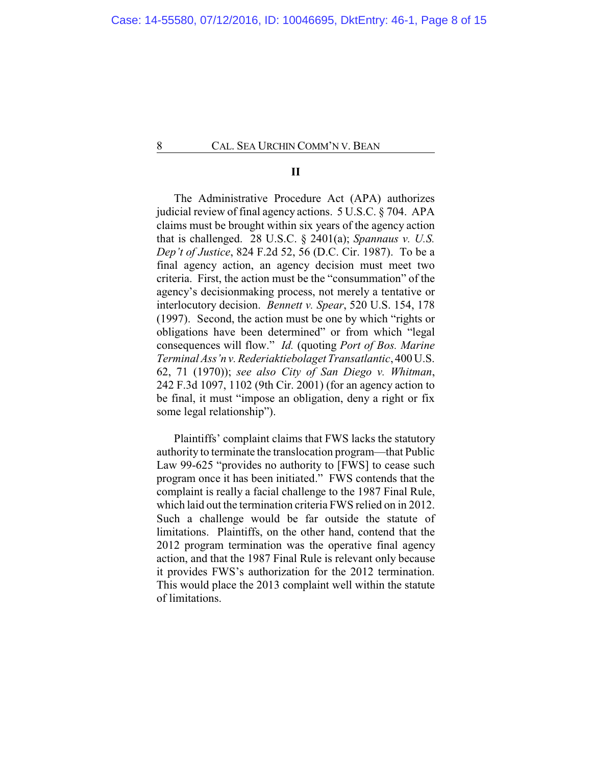## II

The Administrative Procedure Act (APA) authorizes judicial review of final agency actions. 5 U.S.C. § 704. APA claims must be brought within six years of the agency action that is challenged. 28 U.S.C. § 2401(a); *Spannaus v. U.S. Dep't of Justice*, 824 F.2d 52, 56 (D.C. Cir. 1987). To be a final agency action, an agency decision must meet two criteria. First, the action must be the "consummation" of the agency's decisionmaking process, not merely a tentative or interlocutory decision. *Bennett v. Spear*, 520 U.S. 154, 178 (1997). Second, the action must be one by which "rights or obligations have been determined" or from which "legal consequences will flow." *Id.* (quoting *Port of Bos. Marine Terminal Ass'n v. Rederiaktiebolaget Transatlantic*, 400 U.S. 62, 71 (1970)); *see also City of San Diego v. Whitman*, 242 F.3d 1097, 1102 (9th Cir. 2001) (for an agency action to be final, it must "impose an obligation, deny a right or fix some legal relationship").

Plaintiffs' complaint claims that FWS lacks the statutory authority to terminate the translocation program—that Public Law 99-625 "provides no authority to [FWS] to cease such program once it has been initiated." FWS contends that the complaint is really a facial challenge to the 1987 Final Rule, which laid out the termination criteria FWS relied on in 2012. Such a challenge would be far outside the statute of limitations. Plaintiffs, on the other hand, contend that the 2012 program termination was the operative final agency action, and that the 1987 Final Rule is relevant only because it provides FWS's authorization for the 2012 termination. This would place the 2013 complaint well within the statute of limitations.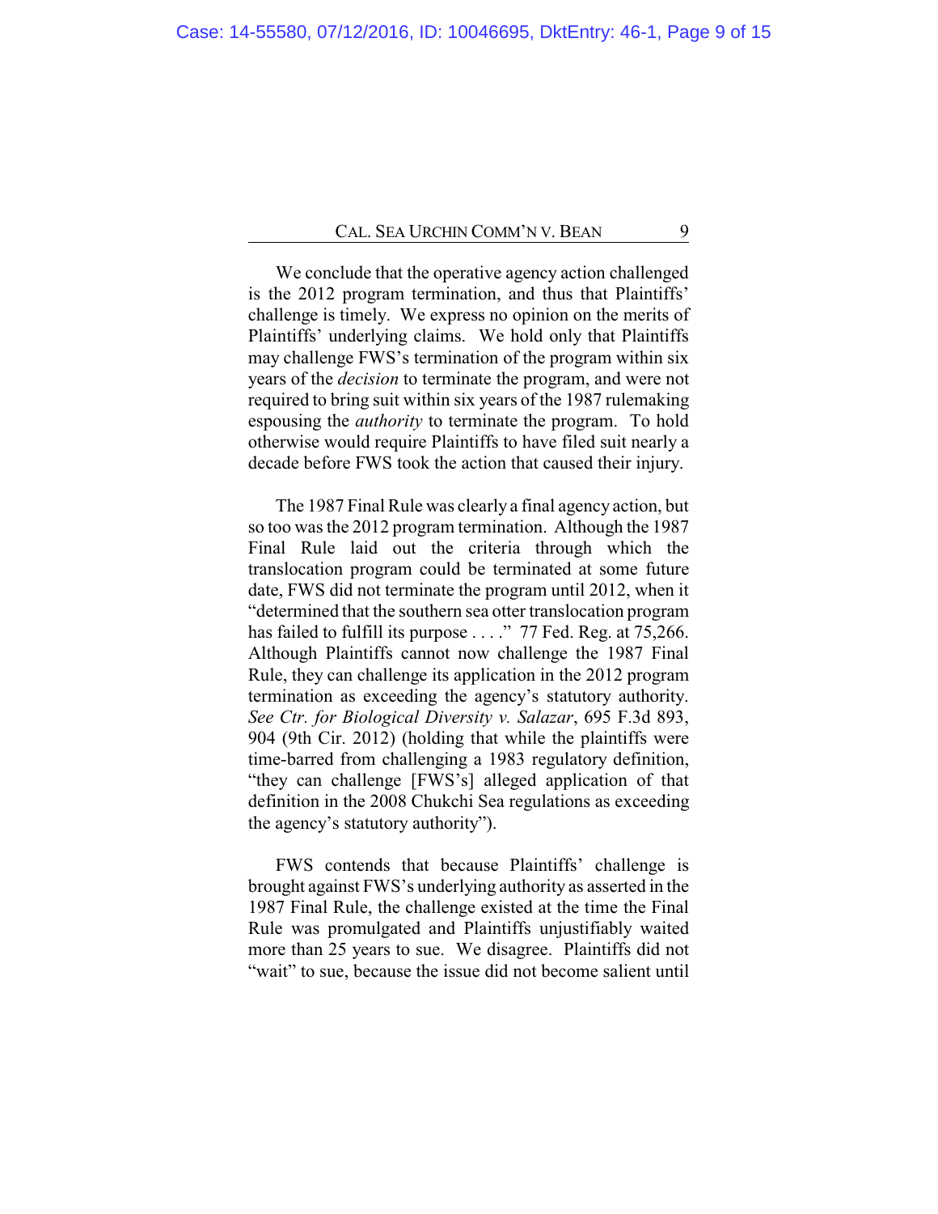We conclude that the operative agency action challenged is the 2012 program termination, and thus that Plaintiffs' challenge is timely. We express no opinion on the merits of Plaintiffs' underlying claims. We hold only that Plaintiffs may challenge FWS's termination of the program within six years of the *decision* to terminate the program, and were not required to bring suit within six years of the 1987 rulemaking espousing the *authority* to terminate the program. To hold otherwise would require Plaintiffs to have filed suit nearly a decade before FWS took the action that caused their injury.

The 1987 Final Rule was clearly a final agency action, but so too was the 2012 program termination. Although the 1987 Final Rule laid out the criteria through which the translocation program could be terminated at some future date, FWS did not terminate the program until 2012, when it "determined that the southern sea otter translocation program has failed to fulfill its purpose . . . ." 77 Fed. Reg. at 75,266. Although Plaintiffs cannot now challenge the 1987 Final Rule, they can challenge its application in the 2012 program termination as exceeding the agency's statutory authority. *See Ctr. for Biological Diversity v. Salazar*, 695 F.3d 893, 904 (9th Cir. 2012) (holding that while the plaintiffs were time-barred from challenging a 1983 regulatory definition, "they can challenge [FWS's] alleged application of that definition in the 2008 Chukchi Sea regulations as exceeding the agency's statutory authority").

FWS contends that because Plaintiffs' challenge is brought against FWS's underlying authority as asserted in the 1987 Final Rule, the challenge existed at the time the Final Rule was promulgated and Plaintiffs unjustifiably waited more than 25 years to sue. We disagree. Plaintiffs did not "wait" to sue, because the issue did not become salient until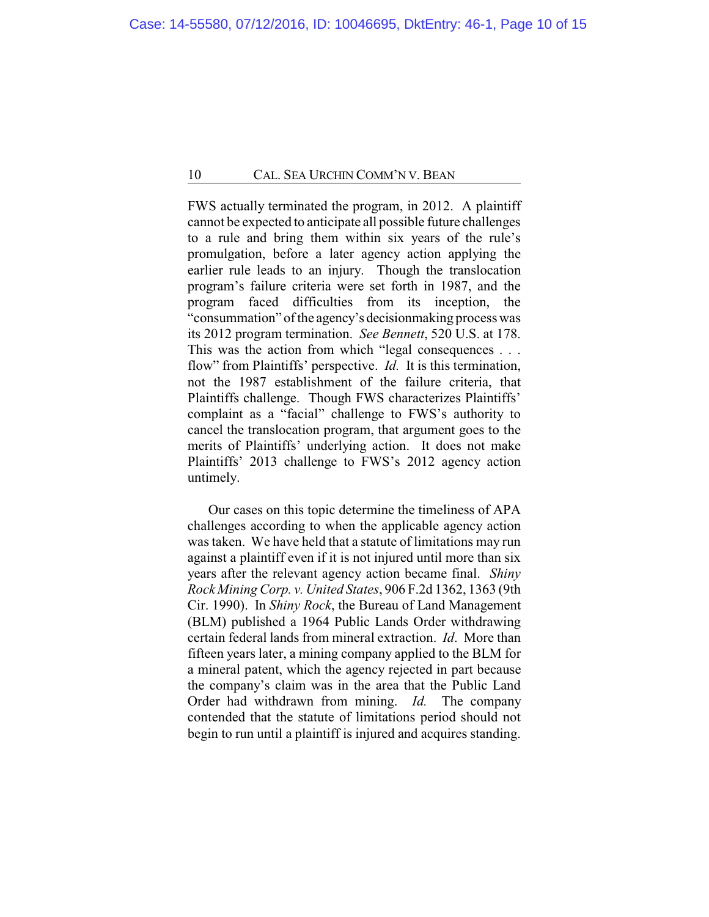FWS actually terminated the program, in 2012. A plaintiff cannot be expected to anticipate all possible future challenges to a rule and bring them within six years of the rule's promulgation, before a later agency action applying the earlier rule leads to an injury. Though the translocation program's failure criteria were set forth in 1987, and the program faced difficulties from its inception, the "consummation" of the agency's decisionmaking process was its 2012 program termination. *See Bennett*, 520 U.S. at 178. This was the action from which "legal consequences . . . flow" from Plaintiffs' perspective. *Id.* It is this termination, not the 1987 establishment of the failure criteria, that Plaintiffs challenge. Though FWS characterizes Plaintiffs' complaint as a "facial" challenge to FWS's authority to cancel the translocation program, that argument goes to the merits of Plaintiffs' underlying action. It does not make Plaintiffs' 2013 challenge to FWS's 2012 agency action untimely.

Our cases on this topic determine the timeliness of APA challenges according to when the applicable agency action was taken. We have held that a statute of limitations may run against a plaintiff even if it is not injured until more than six years after the relevant agency action became final. *Shiny Rock Mining Corp. v. United States*, 906 F.2d 1362, 1363 (9th Cir. 1990). In *Shiny Rock*, the Bureau of Land Management (BLM) published a 1964 Public Lands Order withdrawing certain federal lands from mineral extraction. *Id*. More than fifteen years later, a mining company applied to the BLM for a mineral patent, which the agency rejected in part because the company's claim was in the area that the Public Land Order had withdrawn from mining. *Id.* The company contended that the statute of limitations period should not begin to run until a plaintiff is injured and acquires standing.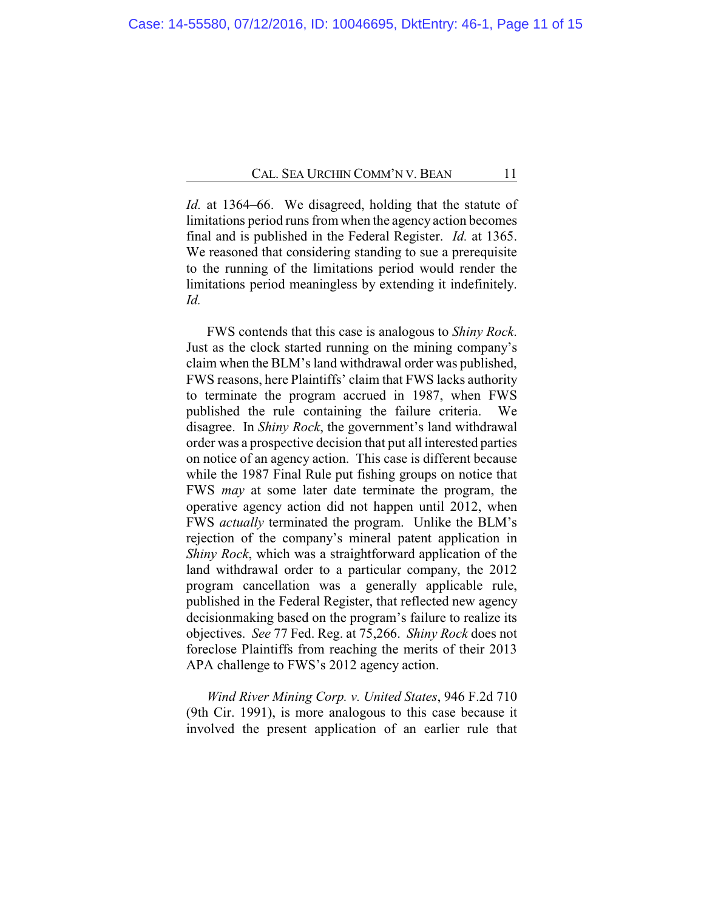*Id.* at 1364–66. We disagreed, holding that the statute of limitations period runs from when the agency action becomes final and is published in the Federal Register. *Id.* at 1365. We reasoned that considering standing to sue a prerequisite to the running of the limitations period would render the limitations period meaningless by extending it indefinitely. *Id.*

FWS contends that this case is analogous to *Shiny Rock*. Just as the clock started running on the mining company's claim when the BLM's land withdrawal order was published, FWS reasons, here Plaintiffs' claim that FWS lacks authority to terminate the program accrued in 1987, when FWS published the rule containing the failure criteria. We disagree. In *Shiny Rock*, the government's land withdrawal order was a prospective decision that put all interested parties on notice of an agency action. This case is different because while the 1987 Final Rule put fishing groups on notice that FWS *may* at some later date terminate the program, the operative agency action did not happen until 2012, when FWS *actually* terminated the program. Unlike the BLM's rejection of the company's mineral patent application in *Shiny Rock*, which was a straightforward application of the land withdrawal order to a particular company, the 2012 program cancellation was a generally applicable rule, published in the Federal Register, that reflected new agency decisionmaking based on the program's failure to realize its objectives. *See* 77 Fed. Reg. at 75,266. *Shiny Rock* does not foreclose Plaintiffs from reaching the merits of their 2013 APA challenge to FWS's 2012 agency action.

*Wind River Mining Corp. v. United States*, 946 F.2d 710 (9th Cir. 1991), is more analogous to this case because it involved the present application of an earlier rule that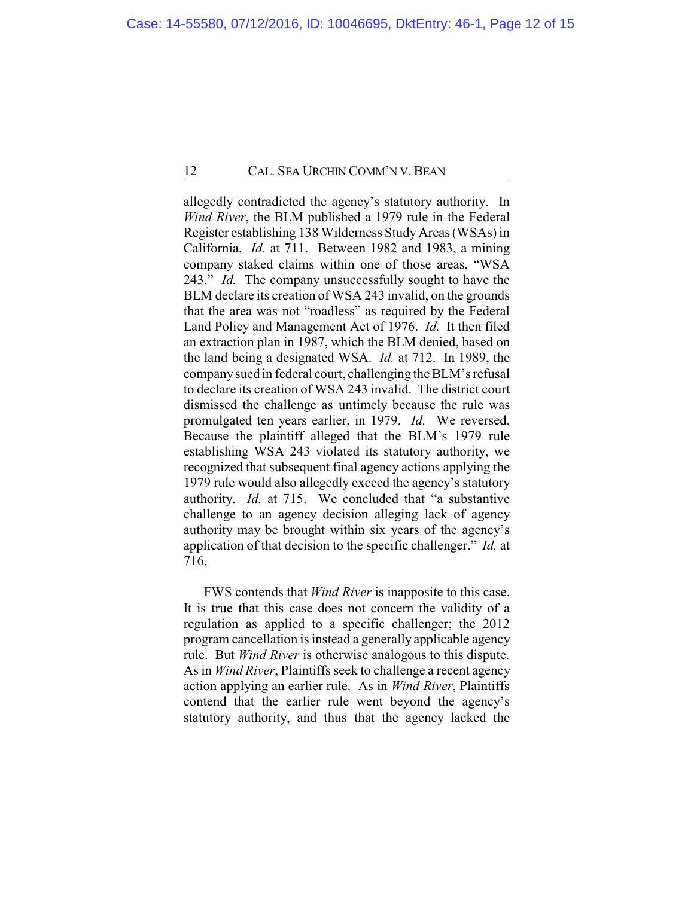allegedly contradicted the agency's statutory authority. In *Wind River*, the BLM published a 1979 rule in the Federal Register establishing 138 Wilderness Study Areas (WSAs) in California. *Id.* at 711. Between 1982 and 1983, a mining company staked claims within one of those areas, "WSA 243." *Id.* The company unsuccessfully sought to have the BLM declare its creation of WSA 243 invalid, on the grounds that the area was not "roadless" as required by the Federal Land Policy and Management Act of 1976. *Id.* It then filed an extraction plan in 1987, which the BLM denied, based on the land being a designated WSA. *Id.* at 712. In 1989, the company sued in federal court, challenging the BLM's refusal to declare its creation of WSA 243 invalid. The district court dismissed the challenge as untimely because the rule was promulgated ten years earlier, in 1979. *Id.* We reversed. Because the plaintiff alleged that the BLM's 1979 rule establishing WSA 243 violated its statutory authority, we recognized that subsequent final agency actions applying the 1979 rule would also allegedly exceed the agency's statutory authority. *Id.* at 715. We concluded that "a substantive challenge to an agency decision alleging lack of agency authority may be brought within six years of the agency's application of that decision to the specific challenger." *Id.* at 716.

FWS contends that *Wind River* is inapposite to this case. It is true that this case does not concern the validity of a regulation as applied to a specific challenger; the 2012 program cancellation is instead a generally applicable agency rule. But *Wind River* is otherwise analogous to this dispute. As in *Wind River*, Plaintiffs seek to challenge a recent agency action applying an earlier rule. As in *Wind River*, Plaintiffs contend that the earlier rule went beyond the agency's statutory authority, and thus that the agency lacked the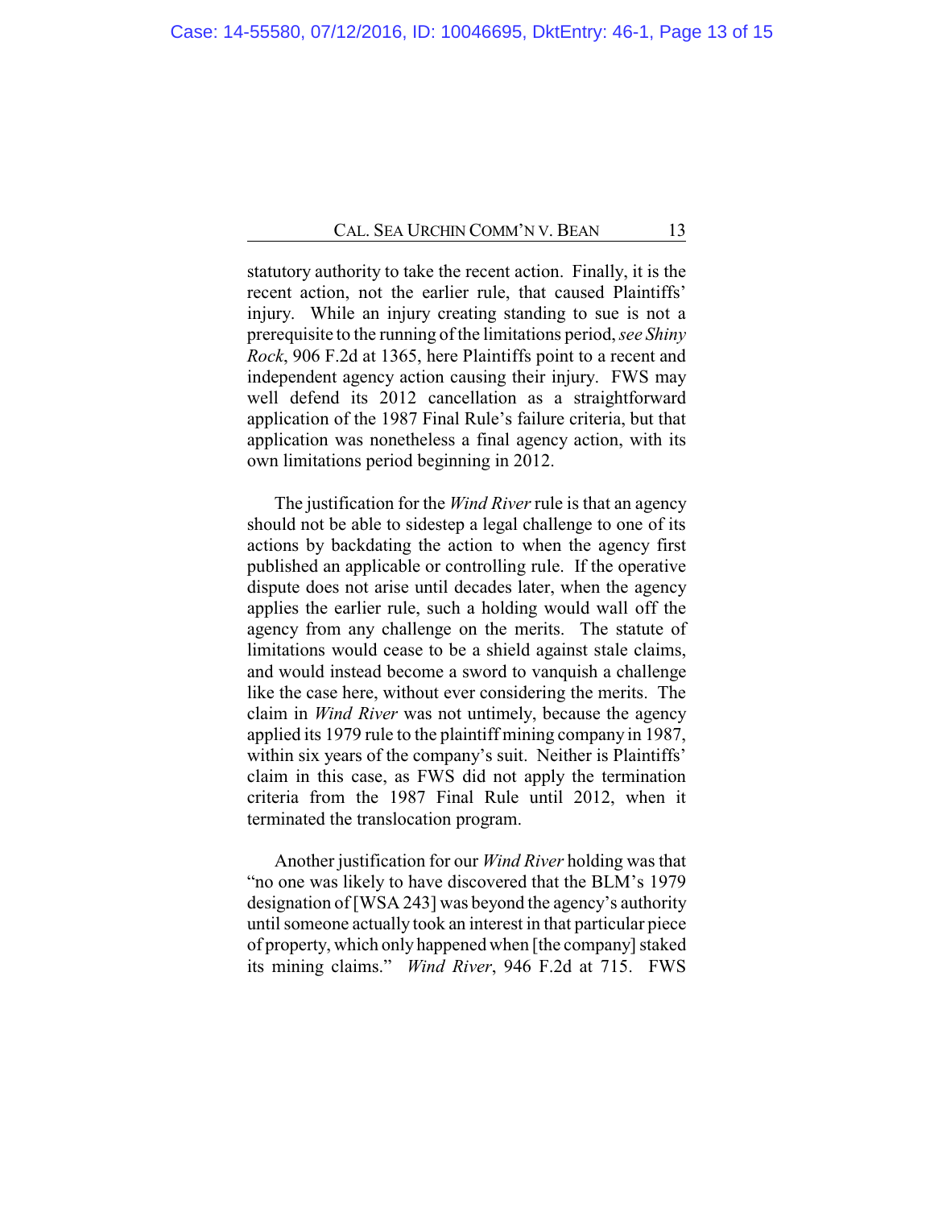statutory authority to take the recent action. Finally, it is the recent action, not the earlier rule, that caused Plaintiffs' injury. While an injury creating standing to sue is not a prerequisite to the running of the limitations period, *see Shiny Rock*, 906 F.2d at 1365, here Plaintiffs point to a recent and independent agency action causing their injury. FWS may well defend its 2012 cancellation as a straightforward application of the 1987 Final Rule's failure criteria, but that application was nonetheless a final agency action, with its own limitations period beginning in 2012.

The justification for the *Wind River* rule is that an agency should not be able to sidestep a legal challenge to one of its actions by backdating the action to when the agency first published an applicable or controlling rule. If the operative dispute does not arise until decades later, when the agency applies the earlier rule, such a holding would wall off the agency from any challenge on the merits. The statute of limitations would cease to be a shield against stale claims, and would instead become a sword to vanquish a challenge like the case here, without ever considering the merits. The claim in *Wind River* was not untimely, because the agency applied its 1979 rule to the plaintiff mining company in 1987, within six years of the company's suit. Neither is Plaintiffs' claim in this case, as FWS did not apply the termination criteria from the 1987 Final Rule until 2012, when it terminated the translocation program.

Another justification for our *Wind River* holding was that "no one was likely to have discovered that the BLM's 1979 designation of [WSA 243] was beyond the agency's authority until someone actually took an interest in that particular piece of property, which only happened when [the company] staked its mining claims." *Wind River*, 946 F.2d at 715. FWS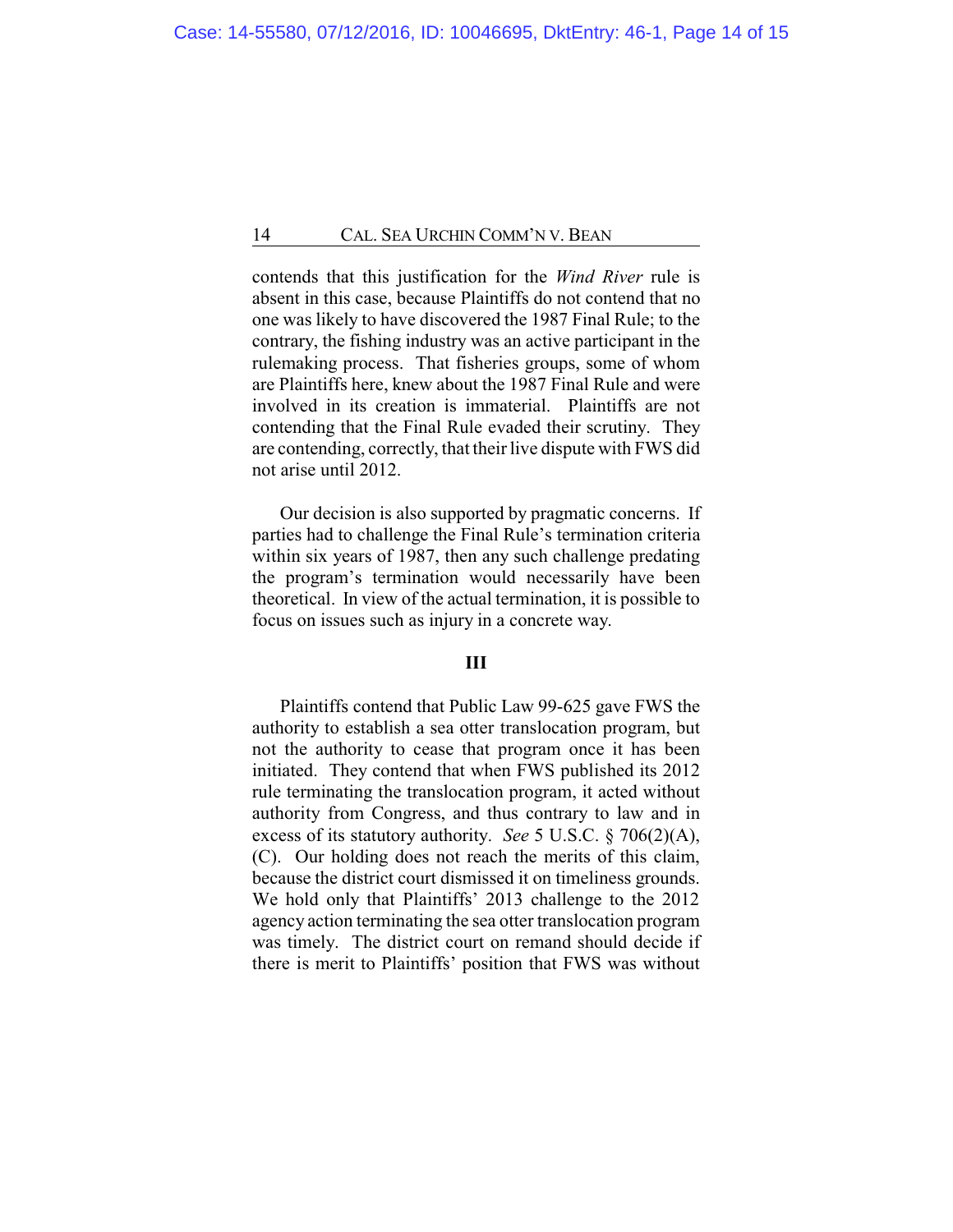contends that this justification for the *Wind River* rule is absent in this case, because Plaintiffs do not contend that no one was likely to have discovered the 1987 Final Rule; to the contrary, the fishing industry was an active participant in the rulemaking process. That fisheries groups, some of whom are Plaintiffs here, knew about the 1987 Final Rule and were involved in its creation is immaterial. Plaintiffs are not contending that the Final Rule evaded their scrutiny. They are contending, correctly, that their live dispute with FWS did not arise until 2012.

Our decision is also supported by pragmatic concerns. If parties had to challenge the Final Rule's termination criteria within six years of 1987, then any such challenge predating the program's termination would necessarily have been theoretical. In view of the actual termination, it is possible to focus on issues such as injury in a concrete way.

## III

Plaintiffs contend that Public Law 99-625 gave FWS the authority to establish a sea otter translocation program, but not the authority to cease that program once it has been initiated. They contend that when FWS published its 2012 rule terminating the translocation program, it acted without authority from Congress, and thus contrary to law and in excess of its statutory authority. *See* 5 U.S.C. § 706(2)(A), (C). Our holding does not reach the merits of this claim, because the district court dismissed it on timeliness grounds. We hold only that Plaintiffs' 2013 challenge to the 2012 agency action terminating the sea otter translocation program was timely. The district court on remand should decide if there is merit to Plaintiffs' position that FWS was without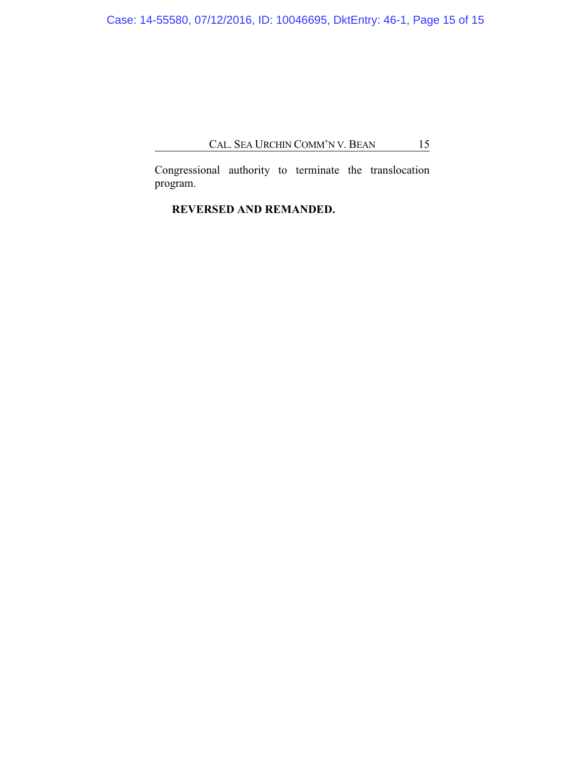Congressional authority to terminate the translocation program.

**REVERSED AND REMANDED.**